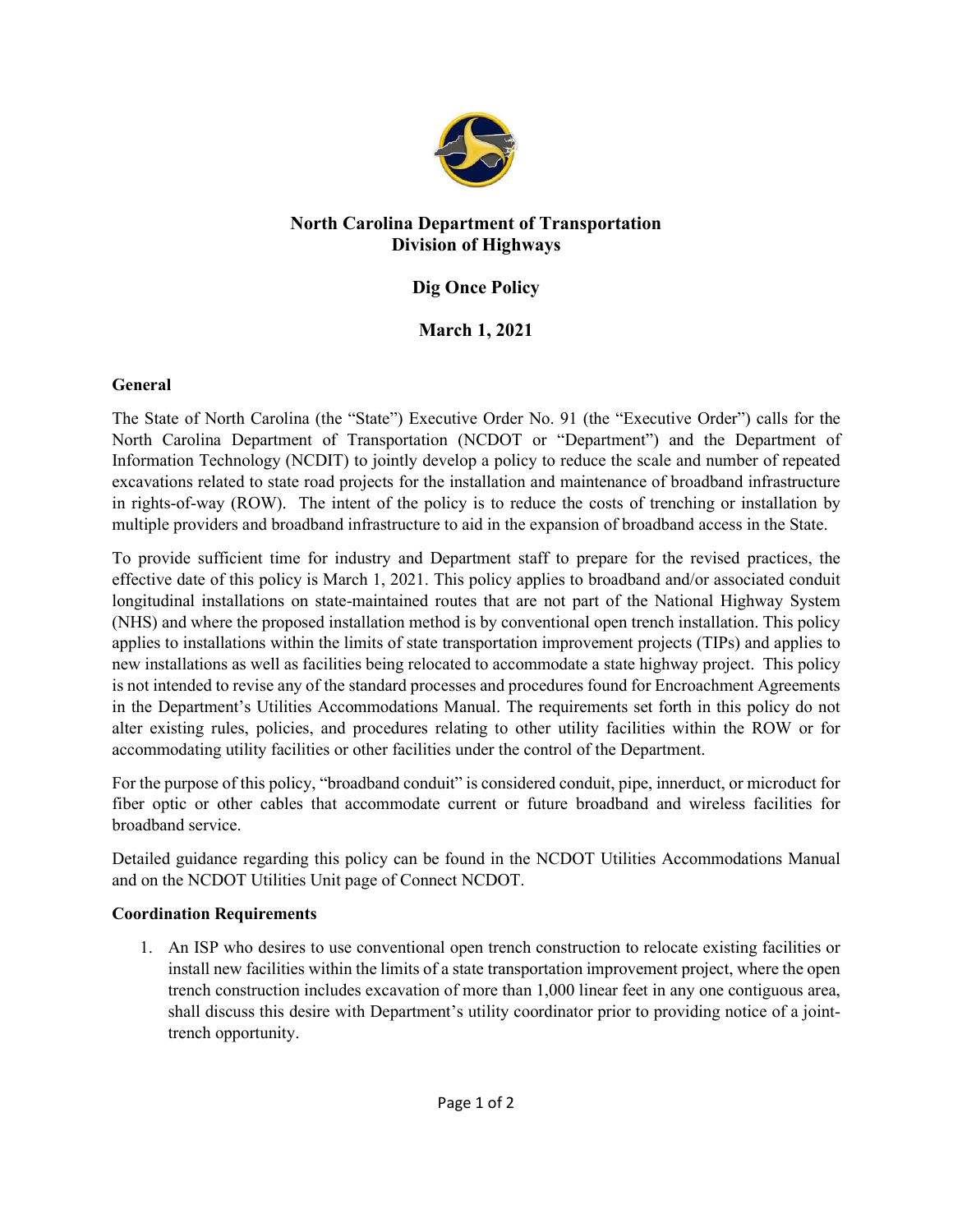# North Carolina Department of Transportation
# Division of Highways

## Dig Once Policy

## March 1, 2021

### General

The State of North Carolina (the "State") Executive Order No. 91 (the "Executive Order") calls for the North Carolina Department of Transportation (NCDOT or "Department") and the Department of Information Technology (NCDIT) to jointly develop a policy to reduce the scale and number of repeated excavations related to state road projects for the installation and maintenance of broadband infrastructure in rights-of-way (ROW). The intent of the policy is to reduce the costs of trenching or installation by multiple providers and broadband infrastructure to aid in the expansion of broadband access in the State.

To provide sufficient time for industry and Department staff to prepare for the revised practices, the effective date of this policy is March 1, 2021. This policy applies to broadband and/or associated conduit longitudinal installations on state-maintained routes that are not part of the National Highway System (NHS) and where the proposed installation method is by conventional open trench installation. This policy applies to installations within the limits of state transportation improvement projects (TIPs) and applies to new installations as well as facilities being relocated to accommodate a state highway project. This policy is not intended to revise any of the standard processes and procedures found for Encroachment Agreements in the Department's Utilities Accommodations Manual. The requirements set forth in this policy do not alter existing rules, policies, and procedures relating to other utility facilities within the ROW or for accommodating utility facilities or other facilities under the control of the Department.

For the purpose of this policy, "broadband conduit" is considered conduit, pipe, innerduct, or microduct for fiber optic or other cables that accommodate current or future broadband and wireless facilities for broadband service.

Detailed guidance regarding this policy can be found in the NCDOT Utilities Accommodations Manual and on the NCDOT Utilities Unit page of Connect NCDOT.

### Coordination Requirements

1. An ISP who desires to use conventional open trench construction to relocate existing facilities or install new facilities within the limits of a state transportation improvement project, where the open trench construction includes excavation of more than 1,000 linear feet in any one contiguous area, shall discuss this desire with Department's utility coordinator prior to providing notice of a joint-trench opportunity.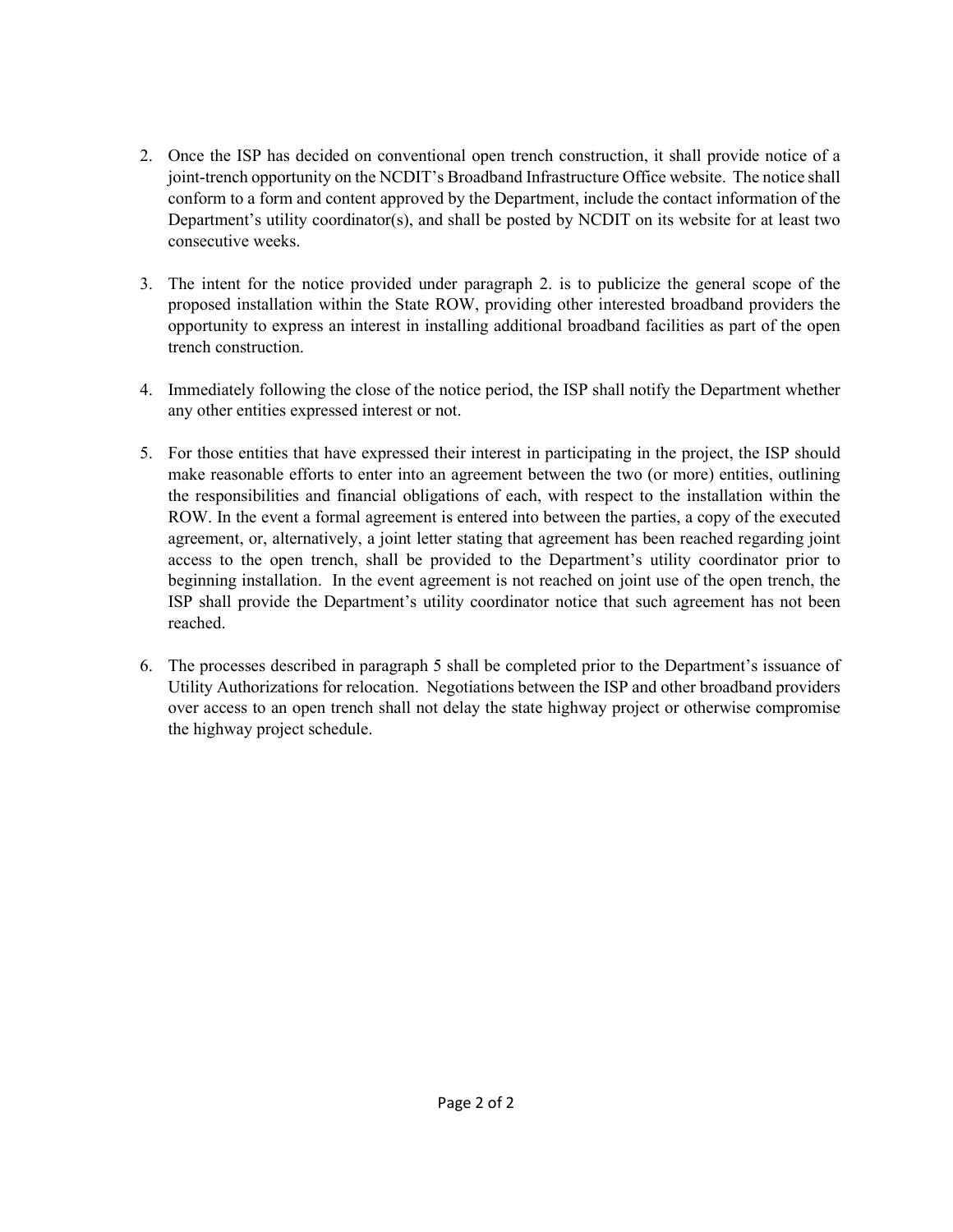2. Once the ISP has decided on conventional open trench construction, it shall provide notice of a joint-trench opportunity on the NCDIT's Broadband Infrastructure Office website. The notice shall conform to a form and content approved by the Department, include the contact information of the Department's utility coordinator(s), and shall be posted by NCDIT on its website for at least two consecutive weeks.

3. The intent for the notice provided under paragraph 2. is to publicize the general scope of the proposed installation within the State ROW, providing other interested broadband providers the opportunity to express an interest in installing additional broadband facilities as part of the open trench construction.

4. Immediately following the close of the notice period, the ISP shall notify the Department whether any other entities expressed interest or not.

5. For those entities that have expressed their interest in participating in the project, the ISP should make reasonable efforts to enter into an agreement between the two (or more) entities, outlining the responsibilities and financial obligations of each, with respect to the installation within the ROW. In the event a formal agreement is entered into between the parties, a copy of the executed agreement, or, alternatively, a joint letter stating that agreement has been reached regarding joint access to the open trench, shall be provided to the Department's utility coordinator prior to beginning installation. In the event agreement is not reached on joint use of the open trench, the ISP shall provide the Department's utility coordinator notice that such agreement has not been reached.

6. The processes described in paragraph 5 shall be completed prior to the Department's issuance of Utility Authorizations for relocation. Negotiations between the ISP and other broadband providers over access to an open trench shall not delay the state highway project or otherwise compromise the highway project schedule.